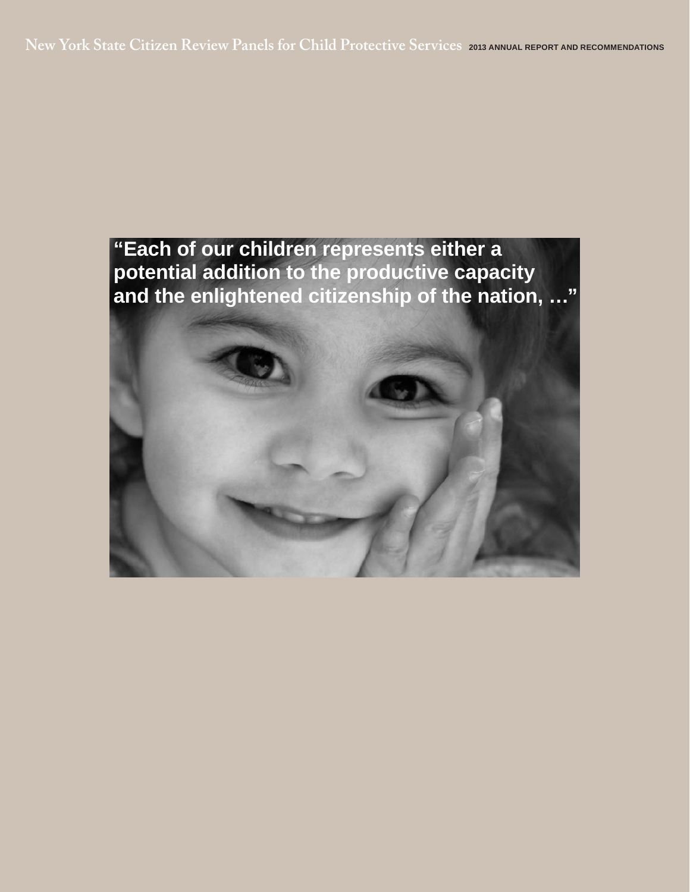# New York State Citizen Review Panels for Child Protective Services

**2013 ANNUAL REPORT AND RECOMMENDATIONS**

**"Each of our children represents either a potential addition to the productive capacity and the enlightened citizenship of the nation, …"**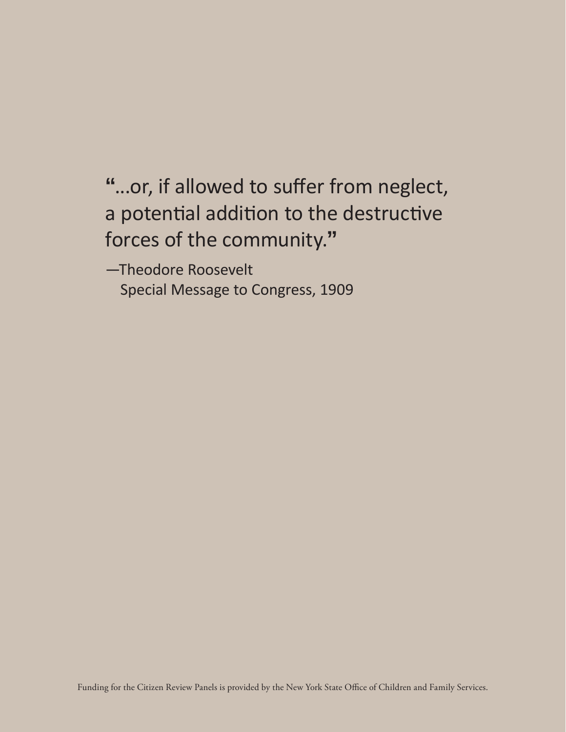"...or, if allowed to suffer from neglect, a potential addition to the destructive forces of the community."

—Theodore Roosevelt
Special Message to Congress, 1909

Funding for the Citizen Review Panels is provided by the New York State Office of Children and Family Services.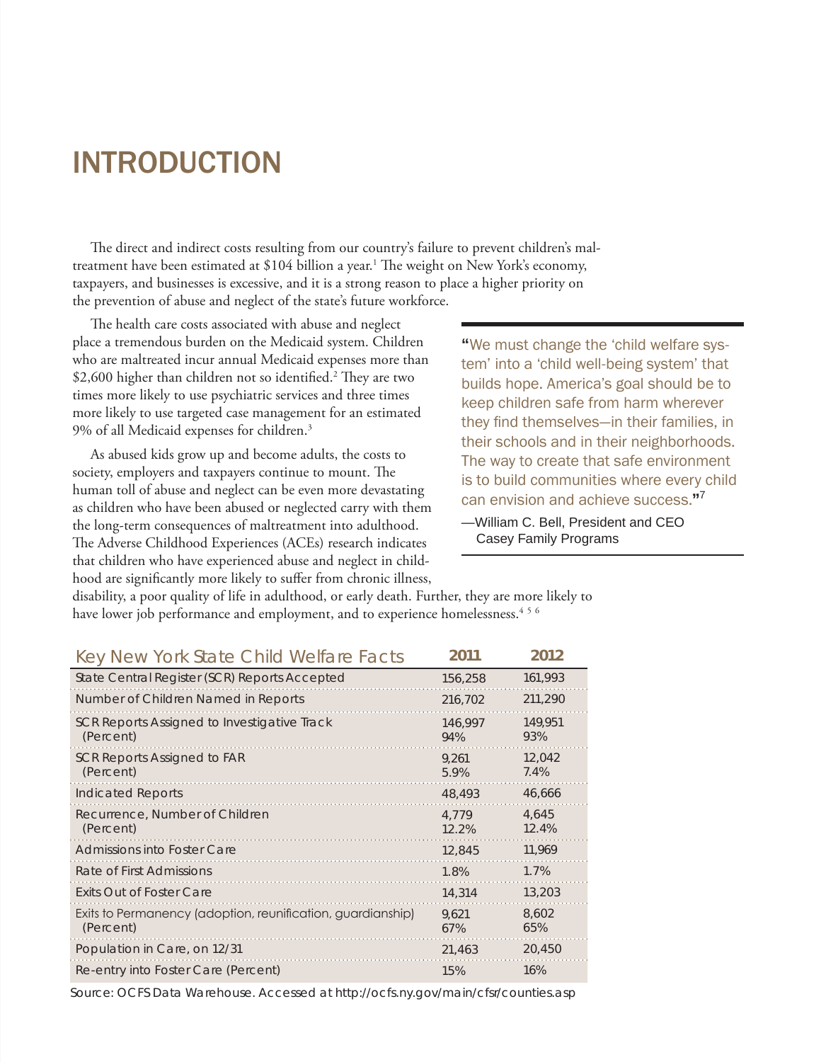# INTRODUCTION

The direct and indirect costs resulting from our country's failure to prevent children's maltreatment have been estimated at $104 billion a year.[1] The weight on New York's economy, taxpayers, and businesses is excessive, and it is a strong reason to place a higher priority on the prevention of abuse and neglect of the state's future workforce.

The health care costs associated with abuse and neglect place a tremendous burden on the Medicaid system. Children who are maltreated incur annual Medicaid expenses more than $2,600 higher than children not so identified.[2] They are two times more likely to use psychiatric services and three times more likely to use targeted case management for an estimated 9% of all Medicaid expenses for children.[3]

As abused kids grow up and become adults, the costs to society, employers and taxpayers continue to mount. The human toll of abuse and neglect can be even more devastating as children who have been abused or neglected carry with them the long-term consequences of maltreatment into adulthood. The Adverse Childhood Experiences (ACEs) research indicates that children who have experienced abuse and neglect in childhood are significantly more likely to suffer from chronic illness, disability, a poor quality of life in adulthood, or early death. Further, they are more likely to have lower job performance and employment, and to experience homelessness.[4 5 6]

> **"**We must change the 'child welfare system' into a 'child well-being system' that builds hope. America's goal should be to keep children safe from harm wherever they find themselves—in their families, in their schools and in their neighborhoods. The way to create that safe environment is to build communities where every child can envision and achieve success.**"**[7]
>
> —William C. Bell, President and CEO Casey Family Programs

| Key New York State Child Welfare Facts | 2011 | 2012 |
|---|---|---|
| State Central Register (SCR) Reports Accepted | 156,258 | 161,993 |
| Number of Children Named in Reports | 216,702 | 211,290 |
| SCR Reports Assigned to Investigative Track (Percent) | 146,997<br>94% | 149,951<br>93% |
| SCR Reports Assigned to FAR (Percent) | 9,261<br>5.9% | 12,042<br>7.4% |
| Indicated Reports | 48,493 | 46,666 |
| Recurrence, Number of Children (Percent) | 4,779<br>12.2% | 4,645<br>12.4% |
| Admissions into Foster Care | 12,845 | 11,969 |
| Rate of First Admissions | 1.8% | 1.7% |
| Exits Out of Foster Care | 14,314 | 13,203 |
| Exits to Permanency (adoption, reunification, guardianship) (Percent) | 9,621<br>67% | 8,602<br>65% |
| Population in Care, on 12/31 | 21,463 | 20,450 |
| Re-entry into Foster Care (Percent) | 15% | 16% |

Source: OCFS Data Warehouse. Accessed at http://ocfs.ny.gov/main/cfsr/counties.asp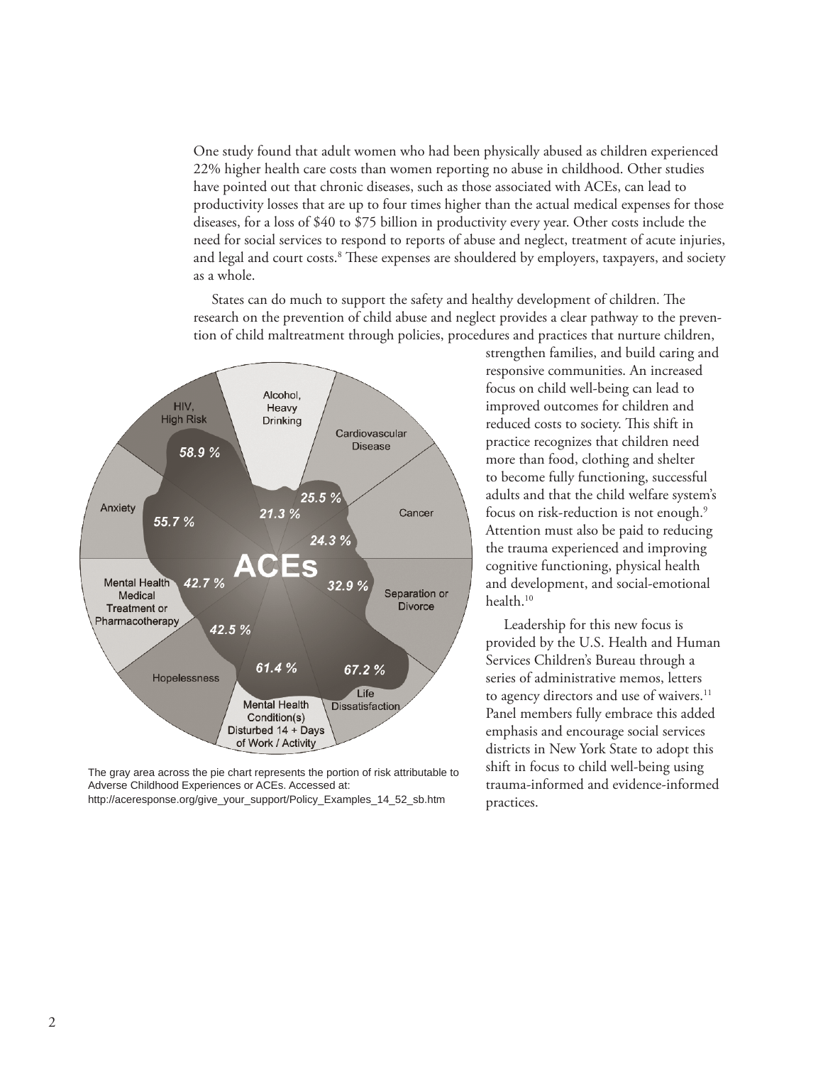One study found that adult women who had been physically abused as children experienced 22% higher health care costs than women reporting no abuse in childhood. Other studies have pointed out that chronic diseases, such as those associated with ACEs, can lead to productivity losses that are up to four times higher than the actual medical expenses for those diseases, for a loss of $40 to $75 billion in productivity every year. Other costs include the need for social services to respond to reports of abuse and neglect, treatment of acute injuries, and legal and court costs.[8] These expenses are shouldered by employers, taxpayers, and society as a whole.

States can do much to support the safety and healthy development of children. The research on the prevention of child abuse and neglect provides a clear pathway to the prevention of child maltreatment through policies, procedures and practices that nurture children, strengthen families, and build caring and responsive communities. An increased focus on child well-being can lead to improved outcomes for children and reduced costs to society. This shift in practice recognizes that children need more than food, clothing and shelter to become fully functioning, successful adults and that the child welfare system's focus on risk-reduction is not enough.[9] Attention must also be paid to reducing the trauma experienced and improving cognitive functioning, physical health and development, and social-emotional health.[10]

Leadership for this new focus is provided by the U.S. Health and Human Services Children's Bureau through a series of administrative memos, letters to agency directors and use of waivers.[11] Panel members fully embrace this added emphasis and encourage social services districts in New York State to adopt this shift in focus to child well-being using trauma-informed and evidence-informed practices.

The gray area across the pie chart represents the portion of risk attributable to Adverse Childhood Experiences or ACEs. Accessed at: http://aceresponse.org/give_your_support/Policy_Examples_14_52_sb.htm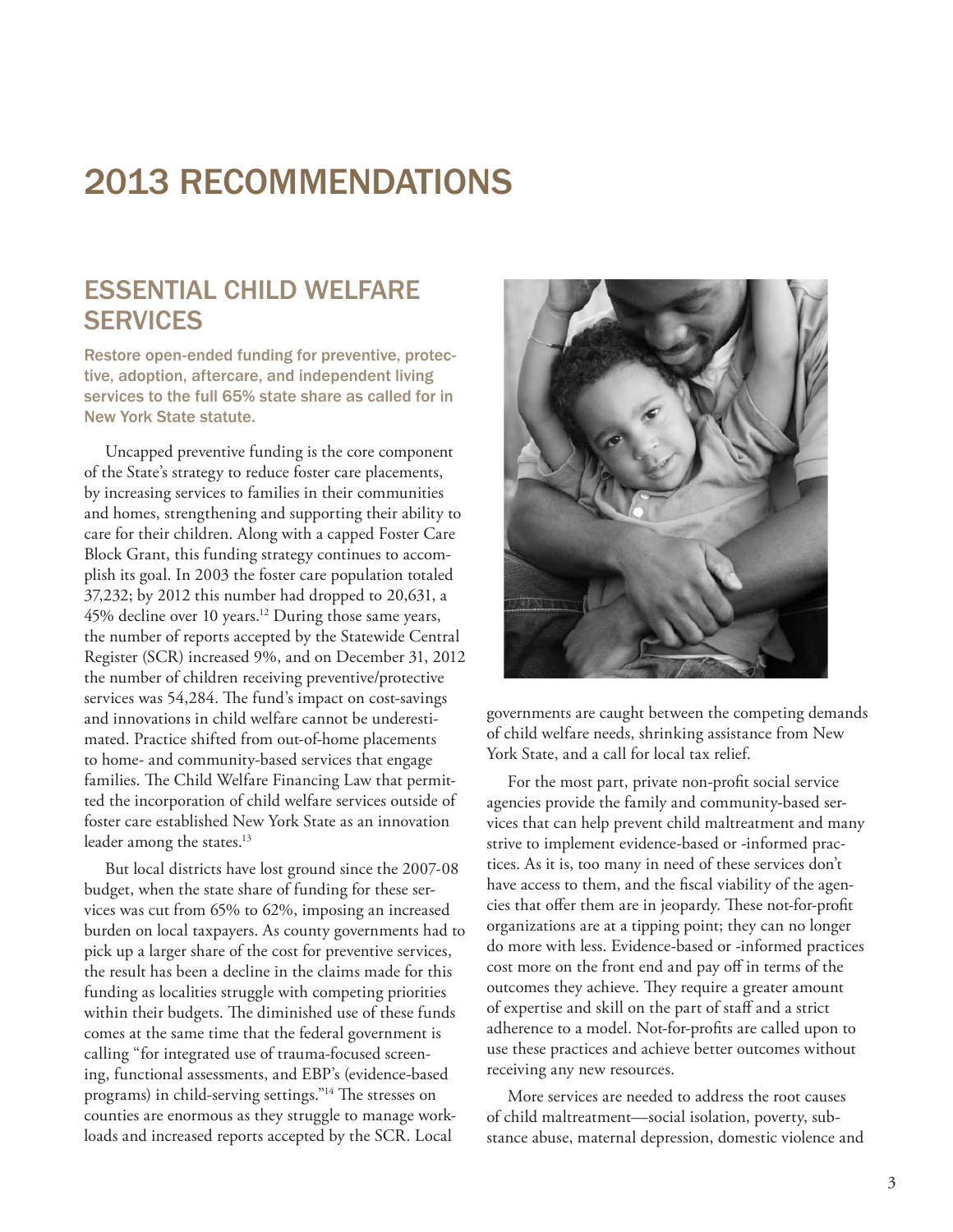# 2013 RECOMMENDATIONS

## ESSENTIAL CHILD WELFARE SERVICES

**Restore open-ended funding for preventive, protective, adoption, aftercare, and independent living services to the full 65% state share as called for in New York State statute.**

Uncapped preventive funding is the core component of the State's strategy to reduce foster care placements, by increasing services to families in their communities and homes, strengthening and supporting their ability to care for their children. Along with a capped Foster Care Block Grant, this funding strategy continues to accomplish its goal. In 2003 the foster care population totaled 37,232; by 2012 this number had dropped to 20,631, a 45% decline over 10 years.[12] During those same years, the number of reports accepted by the Statewide Central Register (SCR) increased 9%, and on December 31, 2012 the number of children receiving preventive/protective services was 54,284. The fund's impact on cost-savings and innovations in child welfare cannot be underestimated. Practice shifted from out-of-home placements to home- and community-based services that engage families. The Child Welfare Financing Law that permitted the incorporation of child welfare services outside of foster care established New York State as an innovation leader among the states.[13]

But local districts have lost ground since the 2007-08 budget, when the state share of funding for these services was cut from 65% to 62%, imposing an increased burden on local taxpayers. As county governments had to pick up a larger share of the cost for preventive services, the result has been a decline in the claims made for this funding as localities struggle with competing priorities within their budgets. The diminished use of these funds comes at the same time that the federal government is calling "for integrated use of trauma-focused screening, functional assessments, and EBP's (evidence-based programs) in child-serving settings."[14] The stresses on counties are enormous as they struggle to manage workloads and increased reports accepted by the SCR. Local governments are caught between the competing demands of child welfare needs, shrinking assistance from New York State, and a call for local tax relief.

For the most part, private non-profit social service agencies provide the family and community-based services that can help prevent child maltreatment and many strive to implement evidence-based or -informed practices. As it is, too many in need of these services don't have access to them, and the fiscal viability of the agencies that offer them are in jeopardy. These not-for-profit organizations are at a tipping point; they can no longer do more with less. Evidence-based or -informed practices cost more on the front end and pay off in terms of the outcomes they achieve. They require a greater amount of expertise and skill on the part of staff and a strict adherence to a model. Not-for-profits are called upon to use these practices and achieve better outcomes without receiving any new resources.

More services are needed to address the root causes of child maltreatment—social isolation, poverty, substance abuse, maternal depression, domestic violence and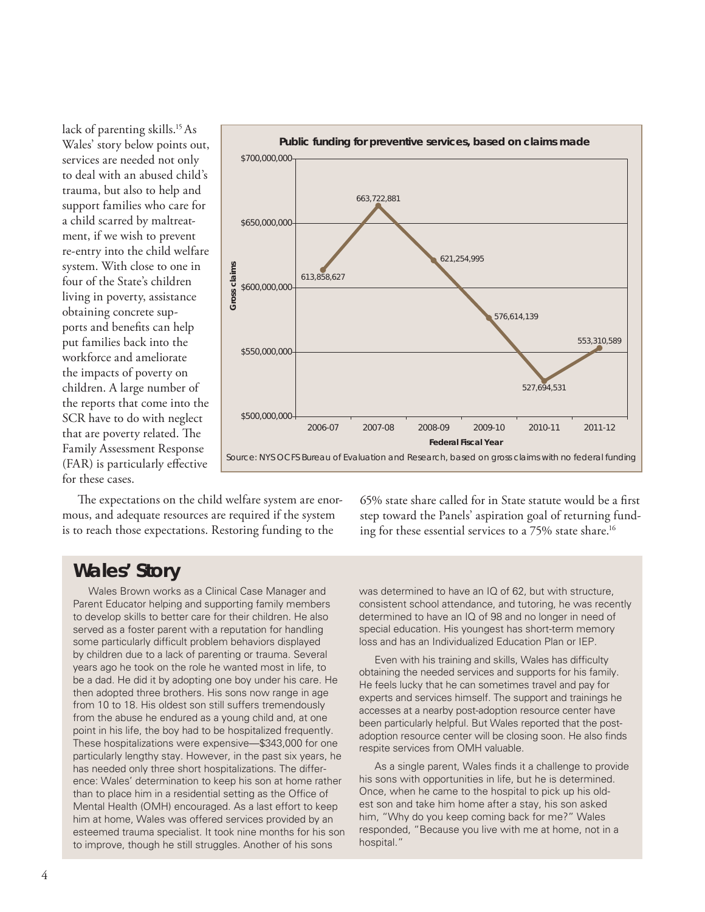lack of parenting skills.[15] As Wales' story below points out, services are needed not only to deal with an abused child's trauma, but also to help and support families who care for a child scarred by maltreatment, if we wish to prevent re-entry into the child welfare system. With close to one in four of the State's children living in poverty, assistance obtaining concrete supports and benefits can help put families back into the workforce and ameliorate the impacts of poverty on children. A large number of the reports that come into the SCR have to do with neglect that are poverty related. The Family Assessment Response (FAR) is particularly effective for these cases.

**Public funding for preventive services, based on claims made**

| Federal Fiscal Year | Gross claims |
|---|---|
| 2006-07 | 613,858,627 |
| 2007-08 | 663,722,881 |
| 2008-09 | 621,254,995 |
| 2009-10 | 576,614,139 |
| 2010-11 | 527,694,531 |
| 2011-12 | 553,310,589 |

Source: NYS OCFS Bureau of Evaluation and Research, based on gross claims with no federal funding

The expectations on the child welfare system are enormous, and adequate resources are required if the system is to reach those expectations. Restoring funding to the 65% state share called for in State statute would be a first step toward the Panels' aspiration goal of returning funding for these essential services to a 75% state share.[16]

## Wales' Story

Wales Brown works as a Clinical Case Manager and Parent Educator helping and supporting family members to develop skills to better care for their children. He also served as a foster parent with a reputation for handling some particularly difficult problem behaviors displayed by children due to a lack of parenting or trauma. Several years ago he took on the role he wanted most in life, to be a dad. He did it by adopting one boy under his care. He then adopted three brothers. His sons now range in age from 10 to 18. His oldest son still suffers tremendously from the abuse he endured as a young child and, at one point in his life, the boy had to be hospitalized frequently. These hospitalizations were expensive—$343,000 for one particularly lengthy stay. However, in the past six years, he has needed only three short hospitalizations. The difference: Wales' determination to keep his son at home rather than to place him in a residential setting as the Office of Mental Health (OMH) encouraged. As a last effort to keep him at home, Wales was offered services provided by an esteemed trauma specialist. It took nine months for his son to improve, though he still struggles. Another of his sons was determined to have an IQ of 62, but with structure, consistent school attendance, and tutoring, he was recently determined to have an IQ of 98 and no longer in need of special education. His youngest has short-term memory loss and has an Individualized Education Plan or IEP.

Even with his training and skills, Wales has difficulty obtaining the needed services and supports for his family. He feels lucky that he can sometimes travel and pay for experts and services himself. The support and trainings he accesses at a nearby post-adoption resource center have been particularly helpful. But Wales reported that the post-adoption resource center will be closing soon. He also finds respite services from OMH valuable.

As a single parent, Wales finds it a challenge to provide his sons with opportunities in life, but he is determined. Once, when he came to the hospital to pick up his oldest son and take him home after a stay, his son asked him, "Why do you keep coming back for me?" Wales responded, "Because you live with me at home, not in a hospital."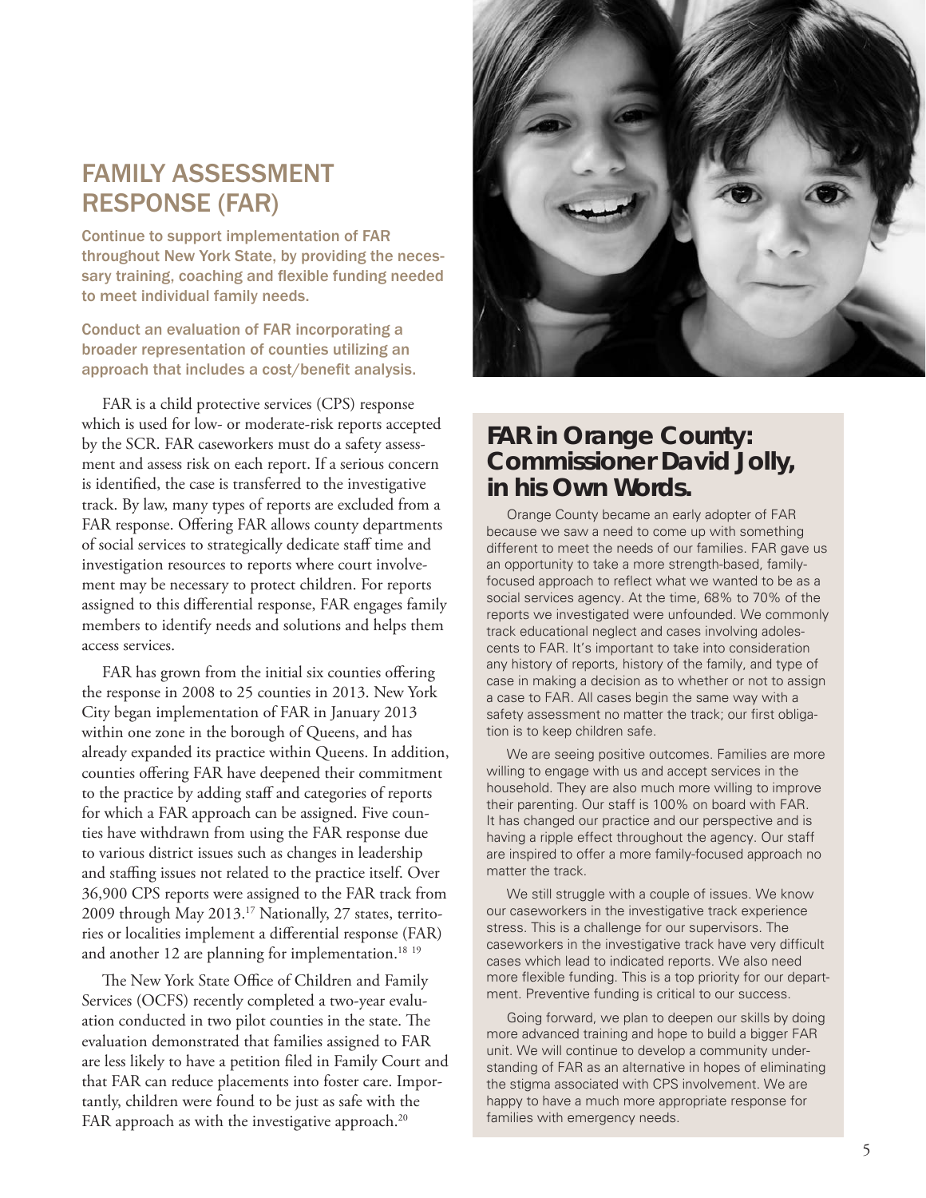# FAMILY ASSESSMENT RESPONSE (FAR)

**Continue to support implementation of FAR throughout New York State, by providing the necessary training, coaching and flexible funding needed to meet individual family needs.**

**Conduct an evaluation of FAR incorporating a broader representation of counties utilizing an approach that includes a cost/benefit analysis.**

FAR is a child protective services (CPS) response which is used for low- or moderate-risk reports accepted by the SCR. FAR caseworkers must do a safety assessment and assess risk on each report. If a serious concern is identified, the case is transferred to the investigative track. By law, many types of reports are excluded from a FAR response. Offering FAR allows county departments of social services to strategically dedicate staff time and investigation resources to reports where court involvement may be necessary to protect children. For reports assigned to this differential response, FAR engages family members to identify needs and solutions and helps them access services.

FAR has grown from the initial six counties offering the response in 2008 to 25 counties in 2013. New York City began implementation of FAR in January 2013 within one zone in the borough of Queens, and has already expanded its practice within Queens. In addition, counties offering FAR have deepened their commitment to the practice by adding staff and categories of reports for which a FAR approach can be assigned. Five counties have withdrawn from using the FAR response due to various district issues such as changes in leadership and staffing issues not related to the practice itself. Over 36,900 CPS reports were assigned to the FAR track from 2009 through May 2013.[17] Nationally, 27 states, territories or localities implement a differential response (FAR) and another 12 are planning for implementation.[18 19]

The New York State Office of Children and Family Services (OCFS) recently completed a two-year evaluation conducted in two pilot counties in the state. The evaluation demonstrated that families assigned to FAR are less likely to have a petition filed in Family Court and that FAR can reduce placements into foster care. Importantly, children were found to be just as safe with the FAR approach as with the investigative approach.[20]

## FAR in Orange County: Commissioner David Jolly, in his Own Words.

Orange County became an early adopter of FAR because we saw a need to come up with something different to meet the needs of our families. FAR gave us an opportunity to take a more strength-based, family-focused approach to reflect what we wanted to be as a social services agency. At the time, 68% to 70% of the reports we investigated were unfounded. We commonly track educational neglect and cases involving adolescents to FAR. It's important to take into consideration any history of reports, history of the family, and type of case in making a decision as to whether or not to assign a case to FAR. All cases begin the same way with a safety assessment no matter the track; our first obligation is to keep children safe.

We are seeing positive outcomes. Families are more willing to engage with us and accept services in the household. They are also much more willing to improve their parenting. Our staff is 100% on board with FAR. It has changed our practice and our perspective and is having a ripple effect throughout the agency. Our staff are inspired to offer a more family-focused approach no matter the track.

We still struggle with a couple of issues. We know our caseworkers in the investigative track experience stress. This is a challenge for our supervisors. The caseworkers in the investigative track have very difficult cases which lead to indicated reports. We also need more flexible funding. This is a top priority for our department. Preventive funding is critical to our success.

Going forward, we plan to deepen our skills by doing more advanced training and hope to build a bigger FAR unit. We will continue to develop a community understanding of FAR as an alternative in hopes of eliminating the stigma associated with CPS involvement. We are happy to have a much more appropriate response for families with emergency needs.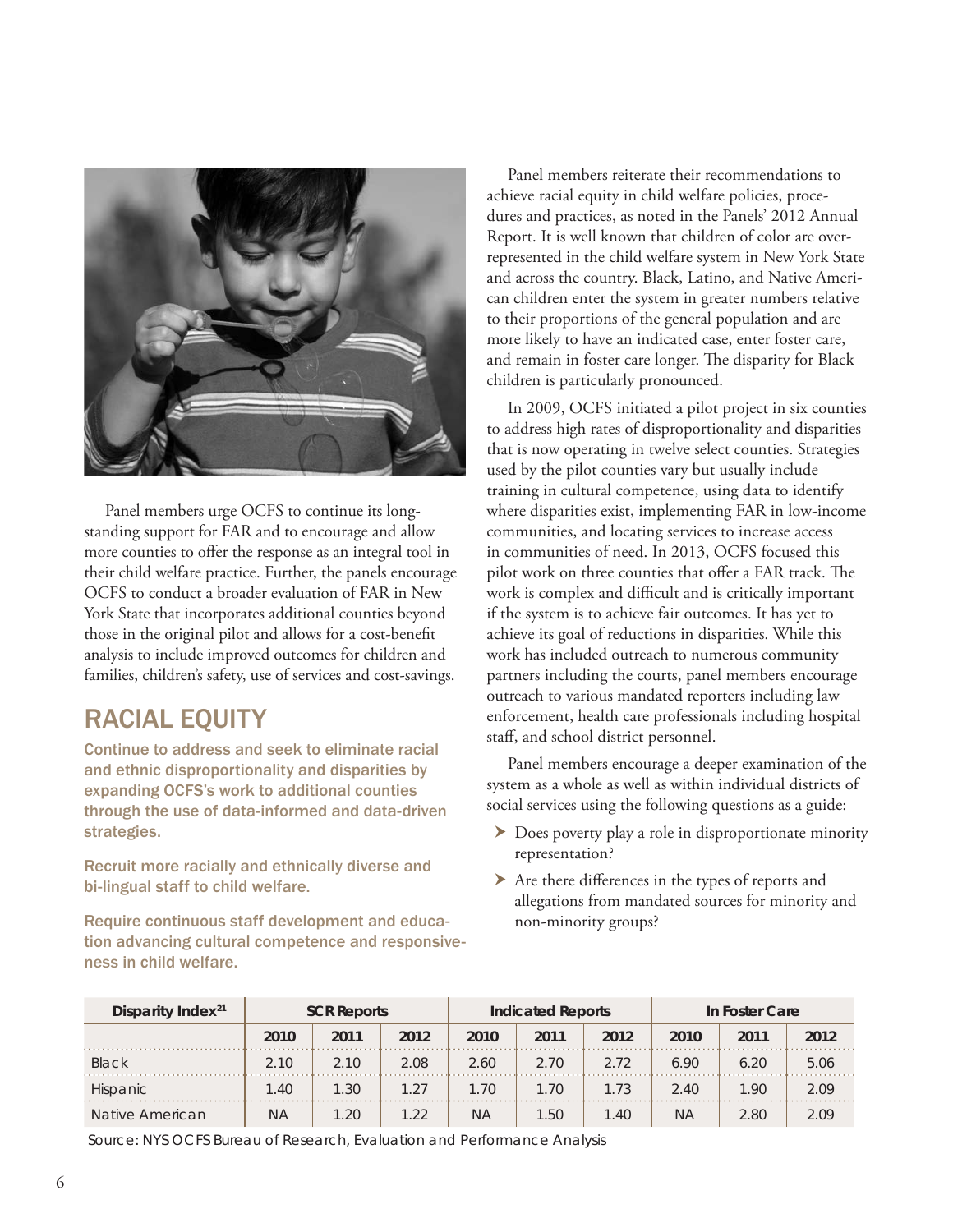Panel members urge OCFS to continue its longstanding support for FAR and to encourage and allow more counties to offer the response as an integral tool in their child welfare practice. Further, the panels encourage OCFS to conduct a broader evaluation of FAR in New York State that incorporates additional counties beyond those in the original pilot and allows for a cost-benefit analysis to include improved outcomes for children and families, children's safety, use of services and cost-savings.

## RACIAL EQUITY

**Continue to address and seek to eliminate racial and ethnic disproportionality and disparities by expanding OCFS's work to additional counties through the use of data-informed and data-driven strategies.**

**Recruit more racially and ethnically diverse and bi-lingual staff to child welfare.**

**Require continuous staff development and education advancing cultural competence and responsiveness in child welfare.**

Panel members reiterate their recommendations to achieve racial equity in child welfare policies, procedures and practices, as noted in the Panels' 2012 Annual Report. It is well known that children of color are over-represented in the child welfare system in New York State and across the country. Black, Latino, and Native American children enter the system in greater numbers relative to their proportions of the general population and are more likely to have an indicated case, enter foster care, and remain in foster care longer. The disparity for Black children is particularly pronounced.

In 2009, OCFS initiated a pilot project in six counties to address high rates of disproportionality and disparities that is now operating in twelve select counties. Strategies used by the pilot counties vary but usually include training in cultural competence, using data to identify where disparities exist, implementing FAR in low-income communities, and locating services to increase access in communities of need. In 2013, OCFS focused this pilot work on three counties that offer a FAR track. The work is complex and difficult and is critically important if the system is to achieve fair outcomes. It has yet to achieve its goal of reductions in disparities. While this work has included outreach to numerous community partners including the courts, panel members encourage outreach to various mandated reporters including law enforcement, health care professionals including hospital staff, and school district personnel.

Panel members encourage a deeper examination of the system as a whole as well as within individual districts of social services using the following questions as a guide:

- Does poverty play a role in disproportionate minority representation?
- Are there differences in the types of reports and allegations from mandated sources for minority and non-minority groups?

| Disparity Index[21] | SCR Reports | | | Indicated Reports | | | In Foster Care | | |
|---|---|---|---|---|---|---|---|---|---|
| | 2010 | 2011 | 2012 | 2010 | 2011 | 2012 | 2010 | 2011 | 2012 |
| Black | 2.10 | 2.10 | 2.08 | 2.60 | 2.70 | 2.72 | 6.90 | 6.20 | 5.06 |
| Hispanic | 1.40 | 1.30 | 1.27 | 1.70 | 1.70 | 1.73 | 2.40 | 1.90 | 2.09 |
| Native American | NA | 1.20 | 1.22 | NA | 1.50 | 1.40 | NA | 2.80 | 2.09 |

Source: NYS OCFS Bureau of Research, Evaluation and Performance Analysis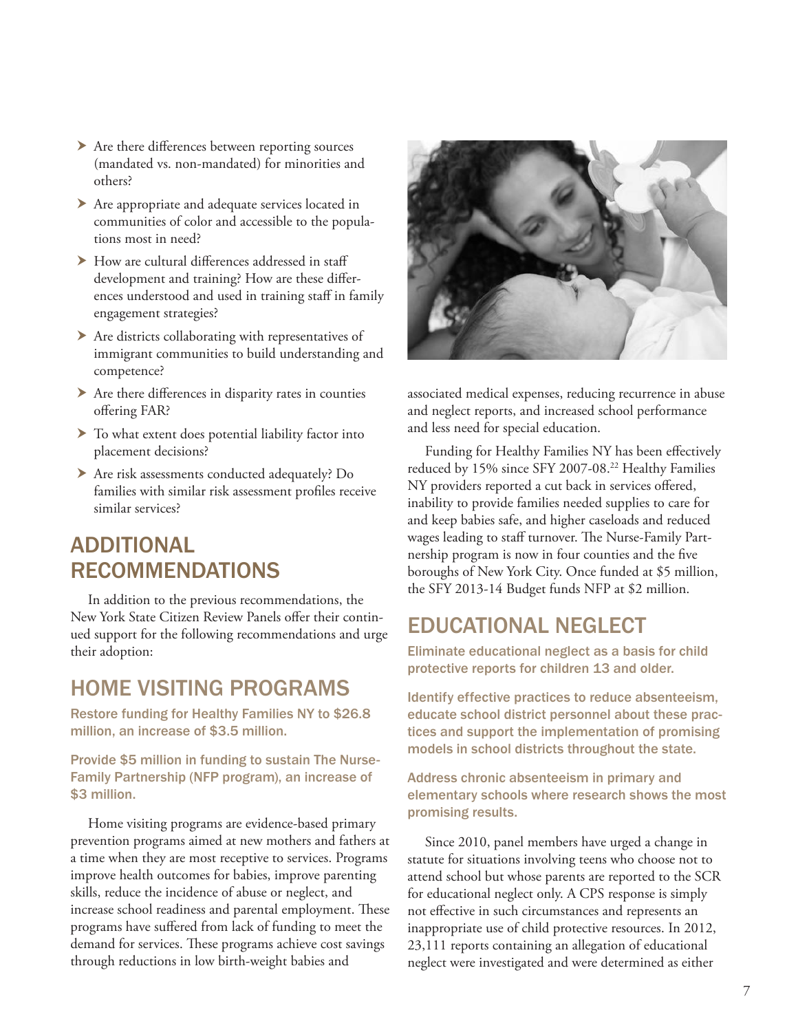- Are there differences between reporting sources (mandated vs. non-mandated) for minorities and others?
- Are appropriate and adequate services located in communities of color and accessible to the populations most in need?
- How are cultural differences addressed in staff development and training? How are these differences understood and used in training staff in family engagement strategies?
- Are districts collaborating with representatives of immigrant communities to build understanding and competence?
- Are there differences in disparity rates in counties offering FAR?
- To what extent does potential liability factor into placement decisions?
- Are risk assessments conducted adequately? Do families with similar risk assessment profiles receive similar services?

## ADDITIONAL RECOMMENDATIONS

In addition to the previous recommendations, the New York State Citizen Review Panels offer their continued support for the following recommendations and urge their adoption:

## HOME VISITING PROGRAMS

**Restore funding for Healthy Families NY to $26.8 million, an increase of $3.5 million.**

**Provide $5 million in funding to sustain The Nurse-Family Partnership (NFP program), an increase of $3 million.**

Home visiting programs are evidence-based primary prevention programs aimed at new mothers and fathers at a time when they are most receptive to services. Programs improve health outcomes for babies, improve parenting skills, reduce the incidence of abuse or neglect, and increase school readiness and parental employment. These programs have suffered from lack of funding to meet the demand for services. These programs achieve cost savings through reductions in low birth-weight babies and associated medical expenses, reducing recurrence in abuse and neglect reports, and increased school performance and less need for special education.

Funding for Healthy Families NY has been effectively reduced by 15% since SFY 2007-08.[22] Healthy Families NY providers reported a cut back in services offered, inability to provide families needed supplies to care for and keep babies safe, and higher caseloads and reduced wages leading to staff turnover. The Nurse-Family Partnership program is now in four counties and the five boroughs of New York City. Once funded at $5 million, the SFY 2013-14 Budget funds NFP at $2 million.

## EDUCATIONAL NEGLECT

**Eliminate educational neglect as a basis for child protective reports for children 13 and older.**

**Identify effective practices to reduce absenteeism, educate school district personnel about these practices and support the implementation of promising models in school districts throughout the state.**

**Address chronic absenteeism in primary and elementary schools where research shows the most promising results.**

Since 2010, panel members have urged a change in statute for situations involving teens who choose not to attend school but whose parents are reported to the SCR for educational neglect only. A CPS response is simply not effective in such circumstances and represents an inappropriate use of child protective resources. In 2012, 23,111 reports containing an allegation of educational neglect were investigated and were determined as either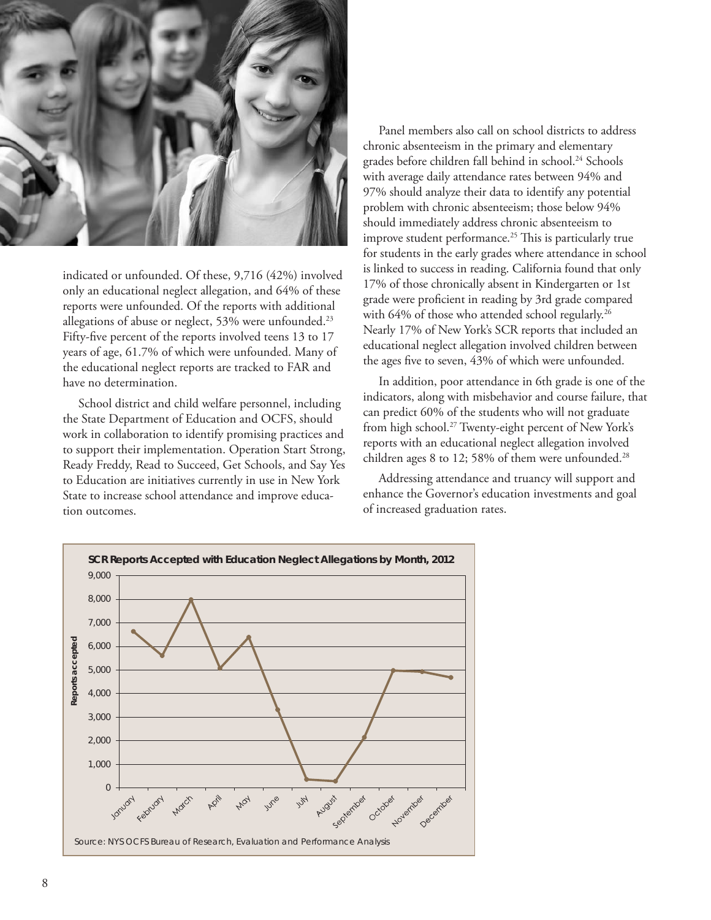indicated or unfounded. Of these, 9,716 (42%) involved only an educational neglect allegation, and 64% of these reports were unfounded. Of the reports with additional allegations of abuse or neglect, 53% were unfounded.[23] Fifty-five percent of the reports involved teens 13 to 17 years of age, 61.7% of which were unfounded. Many of the educational neglect reports are tracked to FAR and have no determination.

School district and child welfare personnel, including the State Department of Education and OCFS, should work in collaboration to identify promising practices and to support their implementation. Operation Start Strong, Ready Freddy, Read to Succeed, Get Schools, and Say Yes to Education are initiatives currently in use in New York State to increase school attendance and improve education outcomes.

Panel members also call on school districts to address chronic absenteeism in the primary and elementary grades before children fall behind in school.[24] Schools with average daily attendance rates between 94% and 97% should analyze their data to identify any potential problem with chronic absenteeism; those below 94% should immediately address chronic absenteeism to improve student performance.[25] This is particularly true for students in the early grades where attendance in school is linked to success in reading. California found that only 17% of those chronically absent in Kindergarten or 1st grade were proficient in reading by 3rd grade compared with 64% of those who attended school regularly.[26] Nearly 17% of New York's SCR reports that included an educational neglect allegation involved children between the ages five to seven, 43% of which were unfounded.

In addition, poor attendance in 6th grade is one of the indicators, along with misbehavior and course failure, that can predict 60% of the students who will not graduate from high school.[27] Twenty-eight percent of New York's reports with an educational neglect allegation involved children ages 8 to 12; 58% of them were unfounded.[28]

Addressing attendance and truancy will support and enhance the Governor's education investments and goal of increased graduation rates.

**SCR Reports Accepted with Education Neglect Allegations by Month, 2012**

Source: NYS OCFS Bureau of Research, Evaluation and Performance Analysis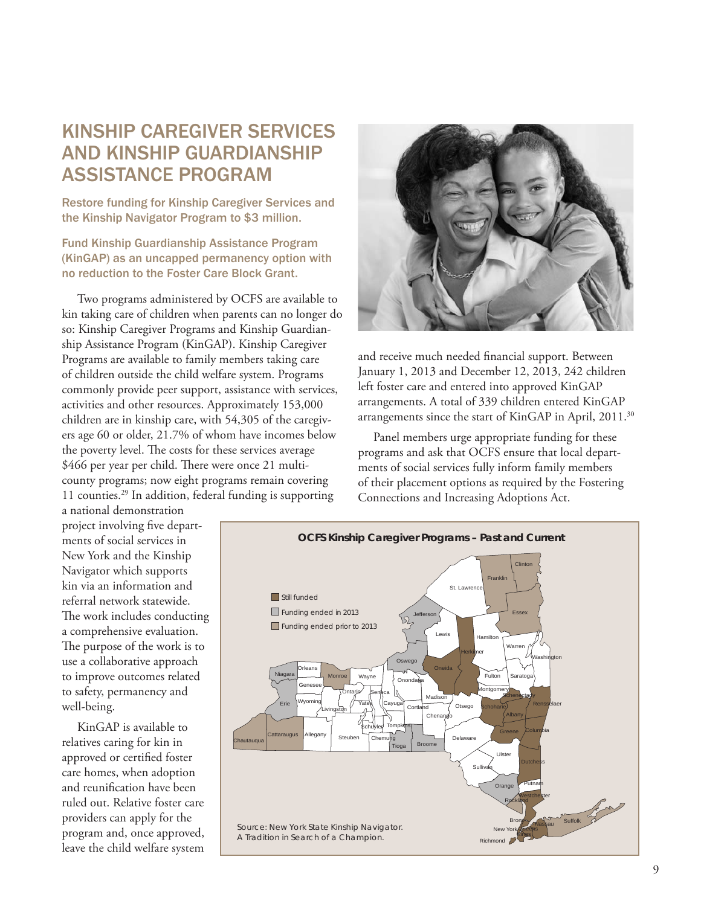# KINSHIP CAREGIVER SERVICES AND KINSHIP GUARDIANSHIP ASSISTANCE PROGRAM

**Restore funding for Kinship Caregiver Services and the Kinship Navigator Program to $3 million.**

**Fund Kinship Guardianship Assistance Program (KinGAP) as an uncapped permanency option with no reduction to the Foster Care Block Grant.**

Two programs administered by OCFS are available to kin taking care of children when parents can no longer do so: Kinship Caregiver Programs and Kinship Guardianship Assistance Program (KinGAP). Kinship Caregiver Programs are available to family members taking care of children outside the child welfare system. Programs commonly provide peer support, assistance with services, activities and other resources. Approximately 153,000 children are in kinship care, with 54,305 of the caregivers age 60 or older, 21.7% of whom have incomes below the poverty level. The costs for these services average $466 per year per child. There were once 21 multi-county programs; now eight programs remain covering 11 counties.[29] In addition, federal funding is supporting a national demonstration project involving five departments of social services in New York and the Kinship Navigator which supports kin via an information and referral network statewide. The work includes conducting a comprehensive evaluation. The purpose of the work is to use a collaborative approach to improve outcomes related to safety, permanency and well-being.

KinGAP is available to relatives caring for kin in approved or certified foster care homes, when adoption and reunification have been ruled out. Relative foster care providers can apply for the program and, once approved, leave the child welfare system and receive much needed financial support. Between January 1, 2013 and December 12, 2013, 242 children left foster care and entered into approved KinGAP arrangements. A total of 339 children entered KinGAP arrangements since the start of KinGAP in April, 2011.[30]

Panel members urge appropriate funding for these programs and ask that OCFS ensure that local departments of social services fully inform family members of their placement options as required by the Fostering Connections and Increasing Adoptions Act.

**OCFS Kinship Caregiver Programs – Past and Current**

Still funded
Funding ended in 2013
Funding ended prior to 2013

Source: New York State Kinship Navigator. A Tradition in Search of a Champion.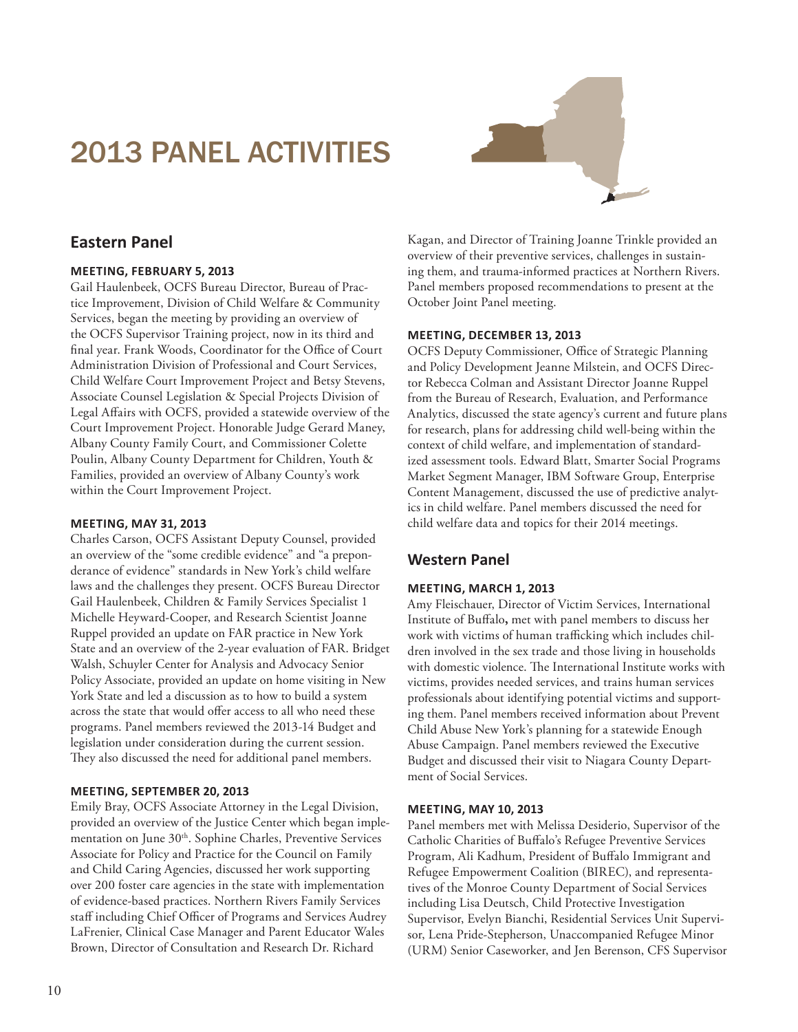# 2013 PANEL ACTIVITIES

## Eastern Panel

### MEETING, FEBRUARY 5, 2013

Gail Haulenbeek, OCFS Bureau Director, Bureau of Practice Improvement, Division of Child Welfare & Community Services, began the meeting by providing an overview of the OCFS Supervisor Training project, now in its third and final year. Frank Woods, Coordinator for the Office of Court Administration Division of Professional and Court Services, Child Welfare Court Improvement Project and Betsy Stevens, Associate Counsel Legislation & Special Projects Division of Legal Affairs with OCFS, provided a statewide overview of the Court Improvement Project. Honorable Judge Gerard Maney, Albany County Family Court, and Commissioner Colette Poulin, Albany County Department for Children, Youth & Families, provided an overview of Albany County's work within the Court Improvement Project.

### MEETING, MAY 31, 2013

Charles Carson, OCFS Assistant Deputy Counsel, provided an overview of the "some credible evidence" and "a preponderance of evidence" standards in New York's child welfare laws and the challenges they present. OCFS Bureau Director Gail Haulenbeek, Children & Family Services Specialist 1 Michelle Heyward-Cooper, and Research Scientist Joanne Ruppel provided an update on FAR practice in New York State and an overview of the 2-year evaluation of FAR. Bridget Walsh, Schuyler Center for Analysis and Advocacy Senior Policy Associate, provided an update on home visiting in New York State and led a discussion as to how to build a system across the state that would offer access to all who need these programs. Panel members reviewed the 2013-14 Budget and legislation under consideration during the current session. They also discussed the need for additional panel members.

### MEETING, SEPTEMBER 20, 2013

Emily Bray, OCFS Associate Attorney in the Legal Division, provided an overview of the Justice Center which began implementation on June 30th. Sophine Charles, Preventive Services Associate for Policy and Practice for the Council on Family and Child Caring Agencies, discussed her work supporting over 200 foster care agencies in the state with implementation of evidence-based practices. Northern Rivers Family Services staff including Chief Officer of Programs and Services Audrey LaFrenier, Clinical Case Manager and Parent Educator Wales Brown, Director of Consultation and Research Dr. Richard Kagan, and Director of Training Joanne Trinkle provided an overview of their preventive services, challenges in sustaining them, and trauma-informed practices at Northern Rivers. Panel members proposed recommendations to present at the October Joint Panel meeting.

### MEETING, DECEMBER 13, 2013

OCFS Deputy Commissioner, Office of Strategic Planning and Policy Development Jeanne Milstein, and OCFS Director Rebecca Colman and Assistant Director Joanne Ruppel from the Bureau of Research, Evaluation, and Performance Analytics, discussed the state agency's current and future plans for research, plans for addressing child well-being within the context of child welfare, and implementation of standardized assessment tools. Edward Blatt, Smarter Social Programs Market Segment Manager, IBM Software Group, Enterprise Content Management, discussed the use of predictive analytics in child welfare. Panel members discussed the need for child welfare data and topics for their 2014 meetings.

## Western Panel

### MEETING, MARCH 1, 2013

Amy Fleischauer, Director of Victim Services, International Institute of Buffalo, met with panel members to discuss her work with victims of human trafficking which includes children involved in the sex trade and those living in households with domestic violence. The International Institute works with victims, provides needed services, and trains human services professionals about identifying potential victims and supporting them. Panel members received information about Prevent Child Abuse New York's planning for a statewide Enough Abuse Campaign. Panel members reviewed the Executive Budget and discussed their visit to Niagara County Department of Social Services.

### MEETING, MAY 10, 2013

Panel members met with Melissa Desiderio, Supervisor of the Catholic Charities of Buffalo's Refugee Preventive Services Program, Ali Kadhum, President of Buffalo Immigrant and Refugee Empowerment Coalition (BIREC), and representatives of the Monroe County Department of Social Services including Lisa Deutsch, Child Protective Investigation Supervisor, Evelyn Bianchi, Residential Services Unit Supervisor, Lena Pride-Stepherson, Unaccompanied Refugee Minor (URM) Senior Caseworker, and Jen Berenson, CFS Supervisor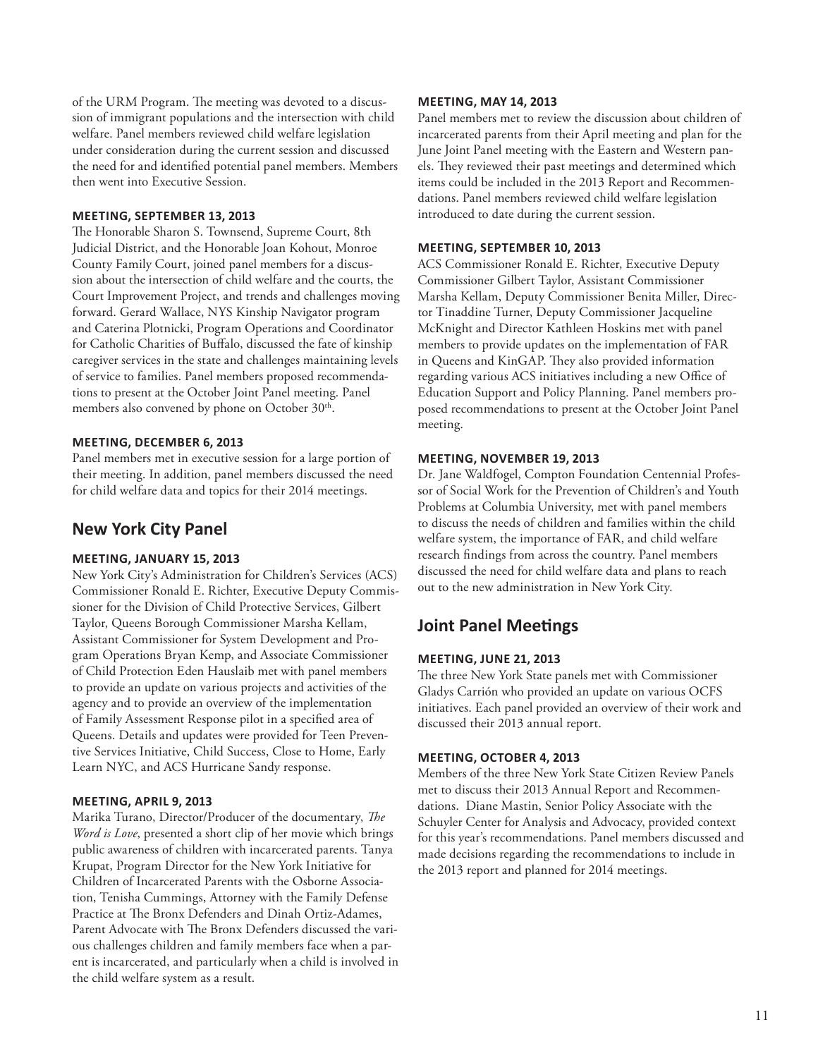of the URM Program. The meeting was devoted to a discussion of immigrant populations and the intersection with child welfare. Panel members reviewed child welfare legislation under consideration during the current session and discussed the need for and identified potential panel members. Members then went into Executive Session.

#### MEETING, SEPTEMBER 13, 2013

The Honorable Sharon S. Townsend, Supreme Court, 8th Judicial District, and the Honorable Joan Kohout, Monroe County Family Court, joined panel members for a discussion about the intersection of child welfare and the courts, the Court Improvement Project, and trends and challenges moving forward. Gerard Wallace, NYS Kinship Navigator program and Caterina Plotnicki, Program Operations and Coordinator for Catholic Charities of Buffalo, discussed the fate of kinship caregiver services in the state and challenges maintaining levels of service to families. Panel members proposed recommendations to present at the October Joint Panel meeting. Panel members also convened by phone on October 30th.

#### MEETING, DECEMBER 6, 2013

Panel members met in executive session for a large portion of their meeting. In addition, panel members discussed the need for child welfare data and topics for their 2014 meetings.

## New York City Panel

#### MEETING, JANUARY 15, 2013

New York City's Administration for Children's Services (ACS) Commissioner Ronald E. Richter, Executive Deputy Commissioner for the Division of Child Protective Services, Gilbert Taylor, Queens Borough Commissioner Marsha Kellam, Assistant Commissioner for System Development and Program Operations Bryan Kemp, and Associate Commissioner of Child Protection Eden Hauslaib met with panel members to provide an update on various projects and activities of the agency and to provide an overview of the implementation of Family Assessment Response pilot in a specified area of Queens. Details and updates were provided for Teen Preventive Services Initiative, Child Success, Close to Home, Early Learn NYC, and ACS Hurricane Sandy response.

#### MEETING, APRIL 9, 2013

Marika Turano, Director/Producer of the documentary, *The Word is Love*, presented a short clip of her movie which brings public awareness of children with incarcerated parents. Tanya Krupat, Program Director for the New York Initiative for Children of Incarcerated Parents with the Osborne Association, Tenisha Cummings, Attorney with the Family Defense Practice at The Bronx Defenders and Dinah Ortiz-Adames, Parent Advocate with The Bronx Defenders discussed the various challenges children and family members face when a parent is incarcerated, and particularly when a child is involved in the child welfare system as a result.

#### MEETING, MAY 14, 2013

Panel members met to review the discussion about children of incarcerated parents from their April meeting and plan for the June Joint Panel meeting with the Eastern and Western panels. They reviewed their past meetings and determined which items could be included in the 2013 Report and Recommendations. Panel members reviewed child welfare legislation introduced to date during the current session.

#### MEETING, SEPTEMBER 10, 2013

ACS Commissioner Ronald E. Richter, Executive Deputy Commissioner Gilbert Taylor, Assistant Commissioner Marsha Kellam, Deputy Commissioner Benita Miller, Director Tinaddine Turner, Deputy Commissioner Jacqueline McKnight and Director Kathleen Hoskins met with panel members to provide updates on the implementation of FAR in Queens and KinGAP. They also provided information regarding various ACS initiatives including a new Office of Education Support and Policy Planning. Panel members proposed recommendations to present at the October Joint Panel meeting.

#### MEETING, NOVEMBER 19, 2013

Dr. Jane Waldfogel, Compton Foundation Centennial Professor of Social Work for the Prevention of Children's and Youth Problems at Columbia University, met with panel members to discuss the needs of children and families within the child welfare system, the importance of FAR, and child welfare research findings from across the country. Panel members discussed the need for child welfare data and plans to reach out to the new administration in New York City.

## Joint Panel Meetings

#### MEETING, JUNE 21, 2013

The three New York State panels met with Commissioner Gladys Carrión who provided an update on various OCFS initiatives. Each panel provided an overview of their work and discussed their 2013 annual report.

#### MEETING, OCTOBER 4, 2013

Members of the three New York State Citizen Review Panels met to discuss their 2013 Annual Report and Recommendations. Diane Mastin, Senior Policy Associate with the Schuyler Center for Analysis and Advocacy, provided context for this year's recommendations. Panel members discussed and made decisions regarding the recommendations to include in the 2013 report and planned for 2014 meetings.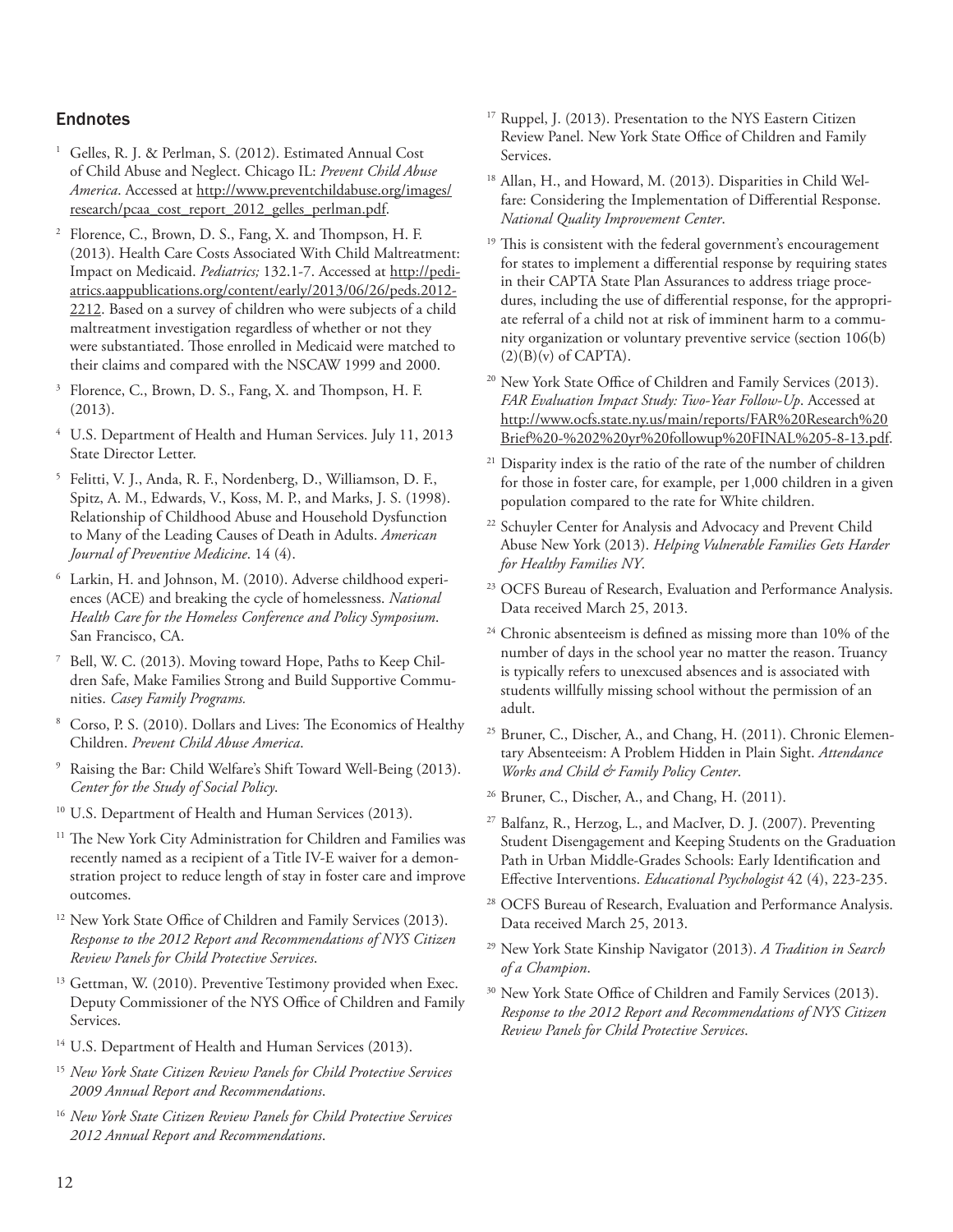## Endnotes

1. Gelles, R. J. & Perlman, S. (2012). Estimated Annual Cost of Child Abuse and Neglect. Chicago IL: *Prevent Child Abuse America*. Accessed at http://www.preventchildabuse.org/images/research/pcaa_cost_report_2012_gelles_perlman.pdf.

2. Florence, C., Brown, D. S., Fang, X. and Thompson, H. F. (2013). Health Care Costs Associated With Child Maltreatment: Impact on Medicaid. *Pediatrics;* 132.1-7. Accessed at http://pediatrics.aappublications.org/content/early/2013/06/26/peds.2012-2212. Based on a survey of children who were subjects of a child maltreatment investigation regardless of whether or not they were substantiated. Those enrolled in Medicaid were matched to their claims and compared with the NSCAW 1999 and 2000.

3. Florence, C., Brown, D. S., Fang, X. and Thompson, H. F. (2013).

4. U.S. Department of Health and Human Services. July 11, 2013 State Director Letter.

5. Felitti, V. J., Anda, R. F., Nordenberg, D., Williamson, D. F., Spitz, A. M., Edwards, V., Koss, M. P., and Marks, J. S. (1998). Relationship of Childhood Abuse and Household Dysfunction to Many of the Leading Causes of Death in Adults. *American Journal of Preventive Medicine*. 14 (4).

6. Larkin, H. and Johnson, M. (2010). Adverse childhood experiences (ACE) and breaking the cycle of homelessness. *National Health Care for the Homeless Conference and Policy Symposium*. San Francisco, CA.

7. Bell, W. C. (2013). Moving toward Hope, Paths to Keep Children Safe, Make Families Strong and Build Supportive Communities. *Casey Family Programs.*

8. Corso, P. S. (2010). Dollars and Lives: The Economics of Healthy Children. *Prevent Child Abuse America*.

9. Raising the Bar: Child Welfare's Shift Toward Well-Being (2013). *Center for the Study of Social Policy*.

10. U.S. Department of Health and Human Services (2013).

11. The New York City Administration for Children and Families was recently named as a recipient of a Title IV-E waiver for a demonstration project to reduce length of stay in foster care and improve outcomes.

12. New York State Office of Children and Family Services (2013). *Response to the 2012 Report and Recommendations of NYS Citizen Review Panels for Child Protective Services*.

13. Gettman, W. (2010). Preventive Testimony provided when Exec. Deputy Commissioner of the NYS Office of Children and Family Services.

14. U.S. Department of Health and Human Services (2013).

15. *New York State Citizen Review Panels for Child Protective Services 2009 Annual Report and Recommendations*.

16. *New York State Citizen Review Panels for Child Protective Services 2012 Annual Report and Recommendations*.

17. Ruppel, J. (2013). Presentation to the NYS Eastern Citizen Review Panel. New York State Office of Children and Family Services.

18. Allan, H., and Howard, M. (2013). Disparities in Child Welfare: Considering the Implementation of Differential Response. *National Quality Improvement Center*.

19. This is consistent with the federal government's encouragement for states to implement a differential response by requiring states in their CAPTA State Plan Assurances to address triage procedures, including the use of differential response, for the appropriate referral of a child not at risk of imminent harm to a community organization or voluntary preventive service (section 106(b)(2)(B)(v) of CAPTA).

20. New York State Office of Children and Family Services (2013). *FAR Evaluation Impact Study: Two-Year Follow-Up*. Accessed at http://www.ocfs.state.ny.us/main/reports/FAR%20Research%20Brief%20-%202%20yr%20followup%20FINAL%205-8-13.pdf.

21. Disparity index is the ratio of the rate of the number of children for those in foster care, for example, per 1,000 children in a given population compared to the rate for White children.

22. Schuyler Center for Analysis and Advocacy and Prevent Child Abuse New York (2013). *Helping Vulnerable Families Gets Harder for Healthy Families NY*.

23. OCFS Bureau of Research, Evaluation and Performance Analysis. Data received March 25, 2013.

24. Chronic absenteeism is defined as missing more than 10% of the number of days in the school year no matter the reason. Truancy is typically refers to unexcused absences and is associated with students willfully missing school without the permission of an adult.

25. Bruner, C., Discher, A., and Chang, H. (2011). Chronic Elementary Absenteeism: A Problem Hidden in Plain Sight. *Attendance Works and Child & Family Policy Center*.

26. Bruner, C., Discher, A., and Chang, H. (2011).

27. Balfanz, R., Herzog, L., and MacIver, D. J. (2007). Preventing Student Disengagement and Keeping Students on the Graduation Path in Urban Middle-Grades Schools: Early Identification and Effective Interventions. *Educational Psychologist* 42 (4), 223-235.

28. OCFS Bureau of Research, Evaluation and Performance Analysis. Data received March 25, 2013.

29. New York State Kinship Navigator (2013). *A Tradition in Search of a Champion*.

30. New York State Office of Children and Family Services (2013). *Response to the 2012 Report and Recommendations of NYS Citizen Review Panels for Child Protective Services*.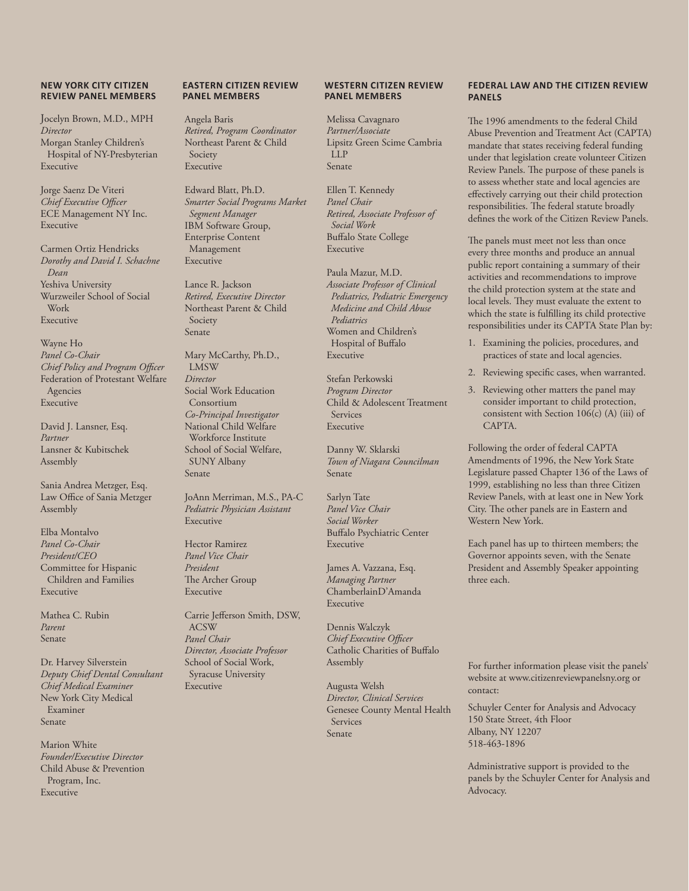## NEW YORK CITY CITIZEN REVIEW PANEL MEMBERS

Jocelyn Brown, M.D., MPH
*Director*
Morgan Stanley Children's Hospital of NY-Presbyterian
Executive

Jorge Saenz De Viteri
*Chief Executive Officer*
ECE Management NY Inc.
Executive

Carmen Ortiz Hendricks
*Dorothy and David I. Schachne Dean*
Yeshiva University
Wurzweiler School of Social Work
Executive

Wayne Ho
*Panel Co-Chair*
*Chief Policy and Program Officer*
Federation of Protestant Welfare Agencies
Executive

David J. Lansner, Esq.
*Partner*
Lansner & Kubitschek
Assembly

Sania Andrea Metzger, Esq.
Law Office of Sania Metzger
Assembly

Elba Montalvo
*Panel Co-Chair*
*President/CEO*
Committee for Hispanic Children and Families
Executive

Mathea C. Rubin
*Parent*
Senate

Dr. Harvey Silverstein
*Deputy Chief Dental Consultant*
*Chief Medical Examiner*
New York City Medical Examiner
Senate

Marion White
*Founder/Executive Director*
Child Abuse & Prevention Program, Inc.
Executive

## EASTERN CITIZEN REVIEW PANEL MEMBERS

Angela Baris
*Retired, Program Coordinator*
Northeast Parent & Child Society
Executive

Edward Blatt, Ph.D.
*Smarter Social Programs Market Segment Manager*
IBM Software Group, Enterprise Content Management
Executive

Lance R. Jackson
*Retired, Executive Director*
Northeast Parent & Child Society
Senate

Mary McCarthy, Ph.D., LMSW
*Director*
Social Work Education Consortium
*Co-Principal Investigator*
National Child Welfare Workforce Institute
School of Social Welfare, SUNY Albany
Senate

JoAnn Merriman, M.S., PA-C
*Pediatric Physician Assistant*
Executive

Hector Ramirez
*Panel Vice Chair*
*President*
The Archer Group
Executive

Carrie Jefferson Smith, DSW, ACSW
*Panel Chair*
*Director, Associate Professor*
School of Social Work, Syracuse University
Executive

## WESTERN CITIZEN REVIEW PANEL MEMBERS

Melissa Cavagnaro
*Partner/Associate*
Lipsitz Green Scime Cambria LLP
Senate

Ellen T. Kennedy
*Panel Chair*
*Retired, Associate Professor of Social Work*
Buffalo State College
Executive

Paula Mazur, M.D.
*Associate Professor of Clinical Pediatrics, Pediatric Emergency Medicine and Child Abuse Pediatrics*
Women and Children's Hospital of Buffalo
Executive

Stefan Perkowski
*Program Director*
Child & Adolescent Treatment Services
Executive

Danny W. Sklarski
*Town of Niagara Councilman*
Senate

Sarlyn Tate
*Panel Vice Chair*
*Social Worker*
Buffalo Psychiatric Center
Executive

James A. Vazzana, Esq.
*Managing Partner*
ChamberlainD'Amanda
Executive

Dennis Walczyk
*Chief Executive Officer*
Catholic Charities of Buffalo
Assembly

Augusta Welsh
*Director, Clinical Services*
Genesee County Mental Health Services
Senate

## FEDERAL LAW AND THE CITIZEN REVIEW PANELS

The 1996 amendments to the federal Child Abuse Prevention and Treatment Act (CAPTA) mandate that states receiving federal funding under that legislation create volunteer Citizen Review Panels. The purpose of these panels is to assess whether state and local agencies are effectively carrying out their child protection responsibilities. The federal statute broadly defines the work of the Citizen Review Panels.

The panels must meet not less than once every three months and produce an annual public report containing a summary of their activities and recommendations to improve the child protection system at the state and local levels. They must evaluate the extent to which the state is fulfilling its child protective responsibilities under its CAPTA State Plan by:

1. Examining the policies, procedures, and practices of state and local agencies.
2. Reviewing specific cases, when warranted.
3. Reviewing other matters the panel may consider important to child protection, consistent with Section 106(c) (A) (iii) of CAPTA.

Following the order of federal CAPTA Amendments of 1996, the New York State Legislature passed Chapter 136 of the Laws of 1999, establishing no less than three Citizen Review Panels, with at least one in New York City. The other panels are in Eastern and Western New York.

Each panel has up to thirteen members; the Governor appoints seven, with the Senate President and Assembly Speaker appointing three each.

For further information please visit the panels' website at www.citizenreviewpanelsny.org or contact:

Schuyler Center for Analysis and Advocacy
150 State Street, 4th Floor
Albany, NY 12207
518-463-1896

Administrative support is provided to the panels by the Schuyler Center for Analysis and Advocacy.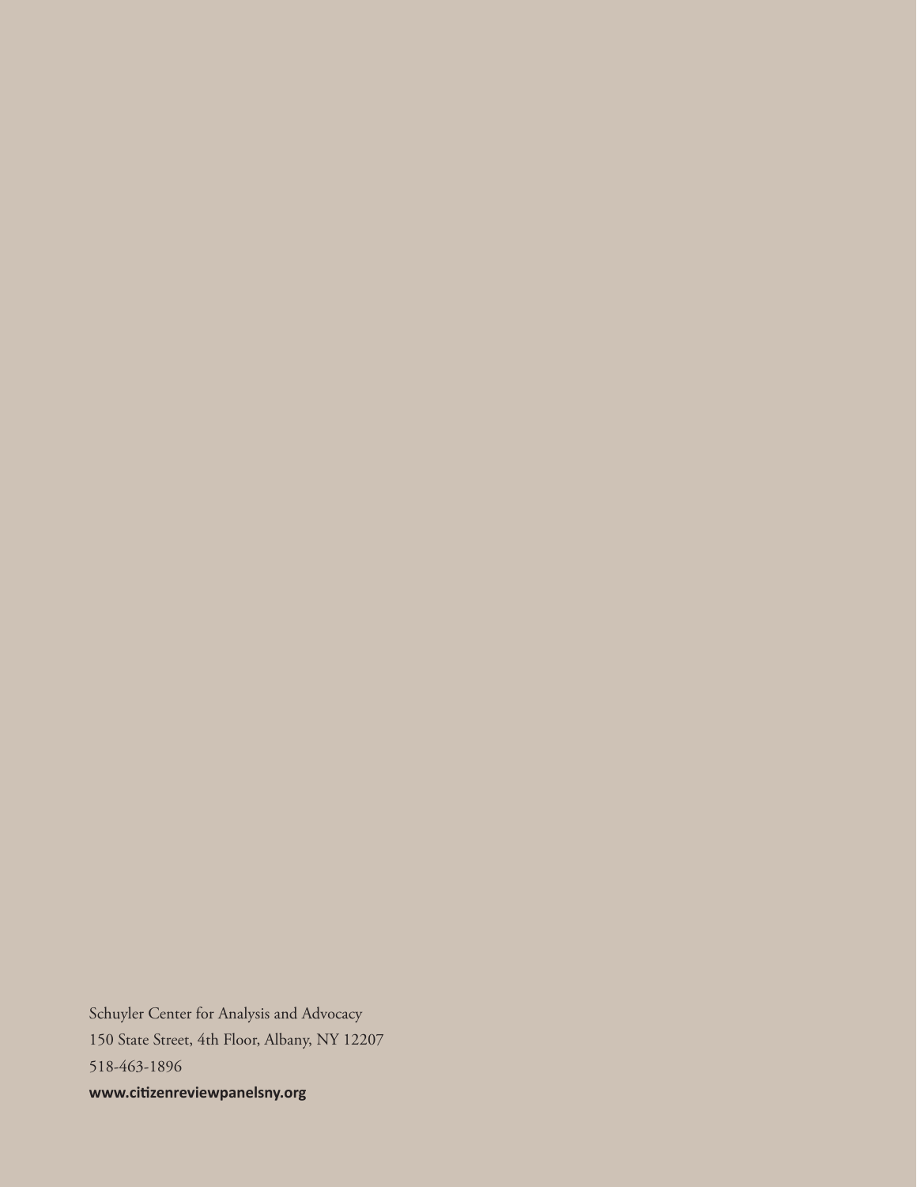Schuyler Center for Analysis and Advocacy
150 State Street, 4th Floor, Albany, NY 12207
518-463-1896
**www.citizenreviewpanelsny.org**